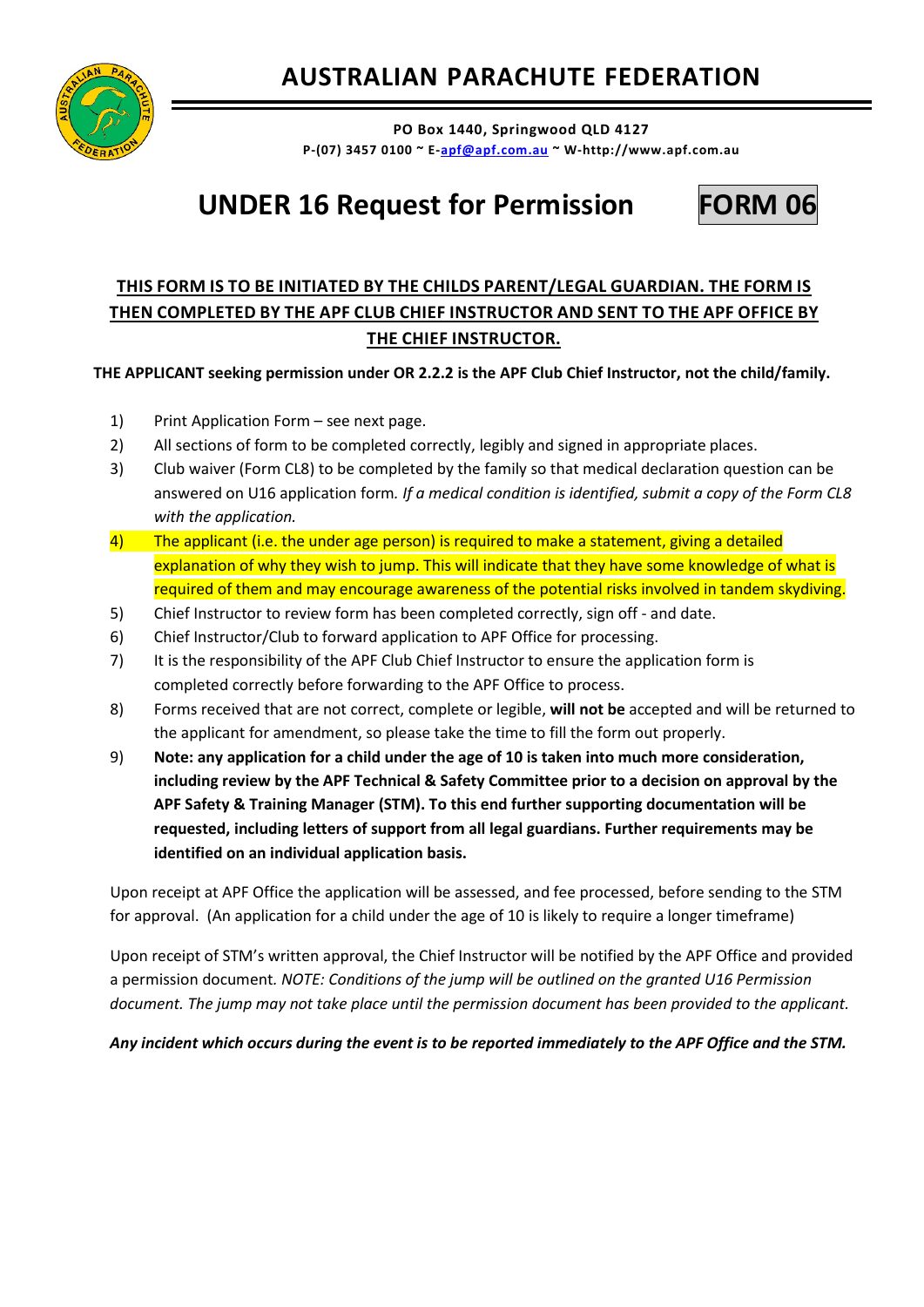# AUSTRALIAN PARACHUTE FEDERATION

**PO Box 1440, Springwood QLD 4127**
**P-(07) 3457 0100 ~ E-apf@apf.com.au ~ W-http://www.apf.com.au**

# UNDER 16 Request for Permission **FORM 06**

**THIS FORM IS TO BE INITIATED BY THE CHILDS PARENT/LEGAL GUARDIAN. THE FORM IS THEN COMPLETED BY THE APF CLUB CHIEF INSTRUCTOR AND SENT TO THE APF OFFICE BY THE CHIEF INSTRUCTOR.**

**THE APPLICANT seeking permission under OR 2.2.2 is the APF Club Chief Instructor, not the child/family.**

1) Print Application Form – see next page.
2) All sections of form to be completed correctly, legibly and signed in appropriate places.
3) Club waiver (Form CL8) to be completed by the family so that medical declaration question can be answered on U16 application form. *If a medical condition is identified, submit a copy of the Form CL8 with the application.*
4) The applicant (i.e. the under age person) is required to make a statement, giving a detailed explanation of why they wish to jump. This will indicate that they have some knowledge of what is required of them and may encourage awareness of the potential risks involved in tandem skydiving.
5) Chief Instructor to review form has been completed correctly, sign off - and date.
6) Chief Instructor/Club to forward application to APF Office for processing.
7) It is the responsibility of the APF Club Chief Instructor to ensure the application form is completed correctly before forwarding to the APF Office to process.
8) Forms received that are not correct, complete or legible, **will not be** accepted and will be returned to the applicant for amendment, so please take the time to fill the form out properly.
9) **Note: any application for a child under the age of 10 is taken into much more consideration, including review by the APF Technical & Safety Committee prior to a decision on approval by the APF Safety & Training Manager (STM). To this end further supporting documentation will be requested, including letters of support from all legal guardians. Further requirements may be identified on an individual application basis.**

Upon receipt at APF Office the application will be assessed, and fee processed, before sending to the STM for approval. (An application for a child under the age of 10 is likely to require a longer timeframe)

Upon receipt of STM's written approval, the Chief Instructor will be notified by the APF Office and provided a permission document. *NOTE: Conditions of the jump will be outlined on the granted U16 Permission document. The jump may not take place until the permission document has been provided to the applicant.*

***Any incident which occurs during the event is to be reported immediately to the APF Office and the STM.***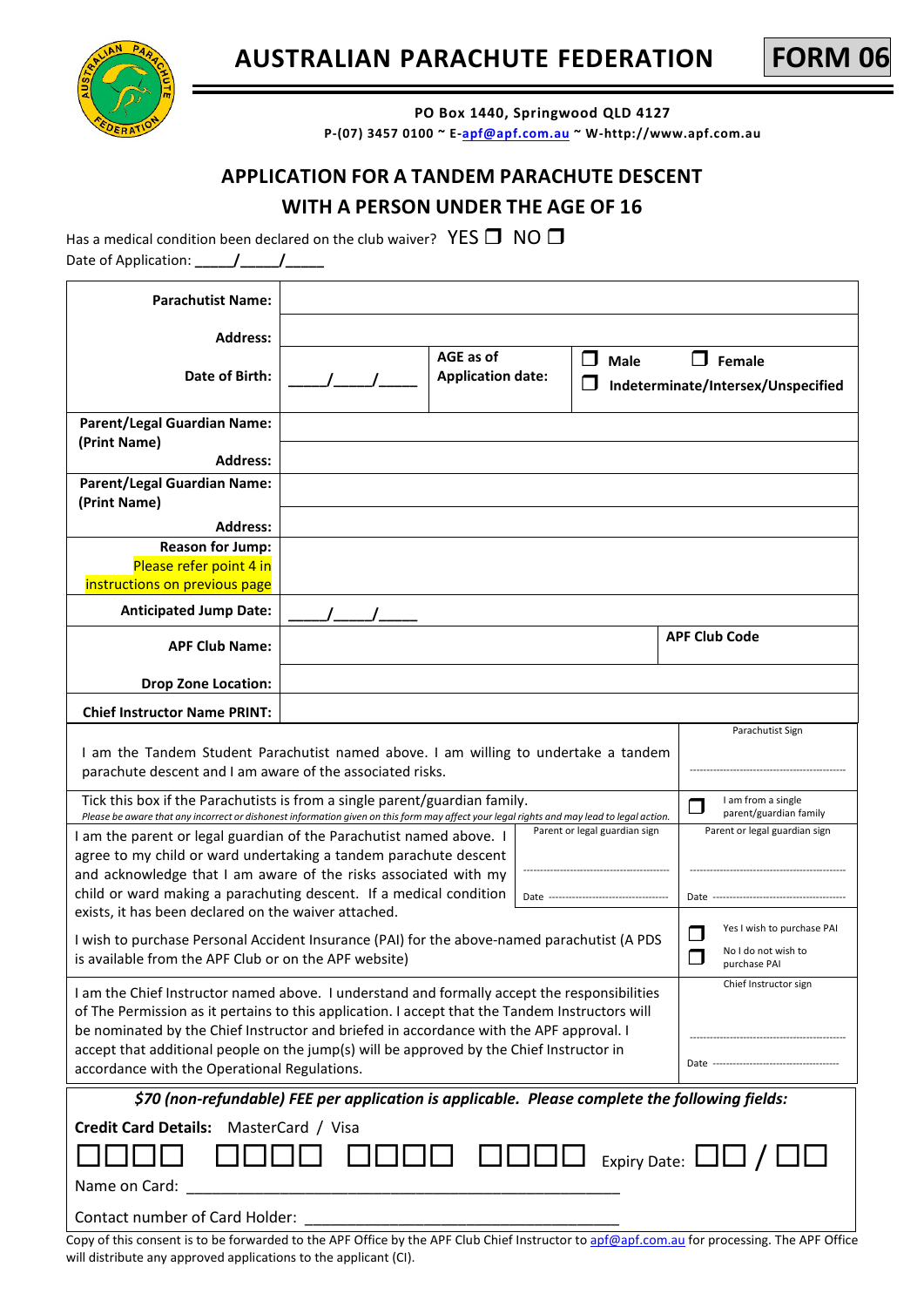# AUSTRALIAN PARACHUTE FEDERATION

**FORM 06**

**PO Box 1440, Springwood QLD 4127**
**P-(07) 3457 0100 ~ E-apf@apf.com.au ~ W-http://www.apf.com.au**

## APPLICATION FOR A TANDEM PARACHUTE DESCENT WITH A PERSON UNDER THE AGE OF 16

Has a medical condition been declared on the club waiver? YES ❒ NO ❒
Date of Application: _____/_____/_____

| | | | |
|---|---|---|---|
| **Parachutist Name:** | | | |
| **Address:** | | | |
| **Date of Birth:** | _____/_____/_____ | **AGE as of Application date:** | ❒ **Male** ❒ **Female** ❒ **Indeterminate/Intersex/Unspecified** |
| **Parent/Legal Guardian Name: (Print Name)** | | | |
| **Address:** | | | |
| **Parent/Legal Guardian Name: (Print Name)** | | | |
| **Address:** | | | |
| **Reason for Jump:** Please refer point 4 in instructions on previous page | | | |
| **Anticipated Jump Date:** | _____/_____/_____ | | |
| **APF Club Name:** | | **APF Club Code** | |
| **Drop Zone Location:** | | | |
| **Chief Instructor Name PRINT:** | | | |

| | | |
|---|---|---|
| I am the Tandem Student Parachutist named above. I am willing to undertake a tandem parachute descent and I am aware of the associated risks. | | Parachutist Sign ------------------------------------------- |
| Tick this box if the Parachutists is from a single parent/guardian family. *Please be aware that any incorrect or dishonest information given on this form may affect your legal rights and may lead to legal action.* | | ❒ I am from a single parent/guardian family |
| I am the parent or legal guardian of the Parachutist named above. I agree to my child or ward undertaking a tandem parachute descent and acknowledge that I am aware of the risks associated with my child or ward making a parachuting descent. If a medical condition exists, it has been declared on the waiver attached. | Parent or legal guardian sign ------------------------------------------- Date ------------------------------- | Parent or legal guardian sign ------------------------------------------- Date ------------------------------- |
| I wish to purchase Personal Accident Insurance (PAI) for the above-named parachutist (A PDS is available from the APF Club or on the APF website) | | ❒ Yes I wish to purchase PAI ❒ No I do not wish to purchase PAI |
| I am the Chief Instructor named above. I understand and formally accept the responsibilities of The Permission as it pertains to this application. I accept that the Tandem Instructors will be nominated by the Chief Instructor and briefed in accordance with the APF approval. I accept that additional people on the jump(s) will be approved by the Chief Instructor in accordance with the Operational Regulations. | | Chief Instructor sign ------------------------------------------- Date ------------------------------- |

***$70 (non-refundable) FEE per application is applicable. Please complete the following fields:***

**Credit Card Details:** MasterCard / Visa

☐☐☐☐ ☐☐☐☐ ☐☐☐☐ ☐☐☐☐ Expiry Date: ☐☐ / ☐☐

Name on Card: ___________________________________________________

Contact number of Card Holder: ____________________________________

Copy of this consent is to be forwarded to the APF Office by the APF Club Chief Instructor to apf@apf.com.au for processing. The APF Office will distribute any approved applications to the applicant (CI).